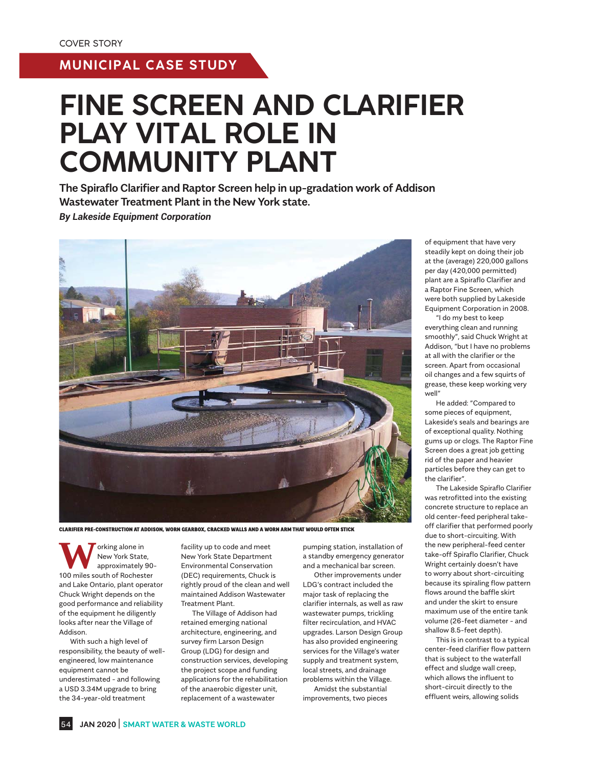COVER STORY

MUNICIPAL CASE STUDY

# FINE SCREEN AND CLARIFIER PLAY VITAL ROLE IN COMMUNITY PLANT

**The Spiraflo Clarifier and Raptor Screen help in up-gradation work of Addison Wastewater Treatment Plant in the New York state.**

***By Lakeside Equipment Corporation***

CLARIFIER PRE-CONSTRUCTION AT ADDISON, WORN GEARBOX, CRACKED WALLS AND A WORN ARM THAT WOULD OFTEN STICK

Working alone in New York State, approximately 90-100 miles south of Rochester and Lake Ontario, plant operator Chuck Wright depends on the good performance and reliability of the equipment he diligently looks after near the Village of Addison.

With such a high level of responsibility, the beauty of well-engineered, low maintenance equipment cannot be underestimated - and following a USD 3.34M upgrade to bring the 34-year-old treatment facility up to code and meet New York State Department Environmental Conservation (DEC) requirements, Chuck is rightly proud of the clean and well maintained Addison Wastewater Treatment Plant.

The Village of Addison had retained emerging national architecture, engineering, and survey firm Larson Design Group (LDG) for design and construction services, developing the project scope and funding applications for the rehabilitation of the anaerobic digester unit, replacement of a wastewater pumping station, installation of a standby emergency generator and a mechanical bar screen.

Other improvements under LDG's contract included the major task of replacing the clarifier internals, as well as raw wastewater pumps, trickling filter recirculation, and HVAC upgrades. Larson Design Group has also provided engineering services for the Village's water supply and treatment system, local streets, and drainage problems within the Village.

Amidst the substantial improvements, two pieces of equipment that have very steadily kept on doing their job at the (average) 220,000 gallons per day (420,000 permitted) plant are a Spiraflo Clarifier and a Raptor Fine Screen, which were both supplied by Lakeside Equipment Corporation in 2008.

"I do my best to keep everything clean and running smoothly", said Chuck Wright at Addison, "but I have no problems at all with the clarifier or the screen. Apart from occasional oil changes and a few squirts of grease, these keep working very well"

He added: "Compared to some pieces of equipment, Lakeside's seals and bearings are of exceptional quality. Nothing gums up or clogs. The Raptor Fine Screen does a great job getting rid of the paper and heavier particles before they can get to the clarifier".

The Lakeside Spiraflo Clarifier was retrofitted into the existing concrete structure to replace an old center-feed peripheral take-off clarifier that performed poorly due to short-circuiting. With the new peripheral-feed center take-off Spiraflo Clarifier, Chuck Wright certainly doesn't have to worry about short-circuiting because its spiraling flow pattern flows around the baffle skirt and under the skirt to ensure maximum use of the entire tank volume (26-feet diameter - and shallow 8.5-feet depth).

This is in contrast to a typical center-feed clarifier flow pattern that is subject to the waterfall effect and sludge wall creep, which allows the influent to short-circuit directly to the effluent weirs, allowing solids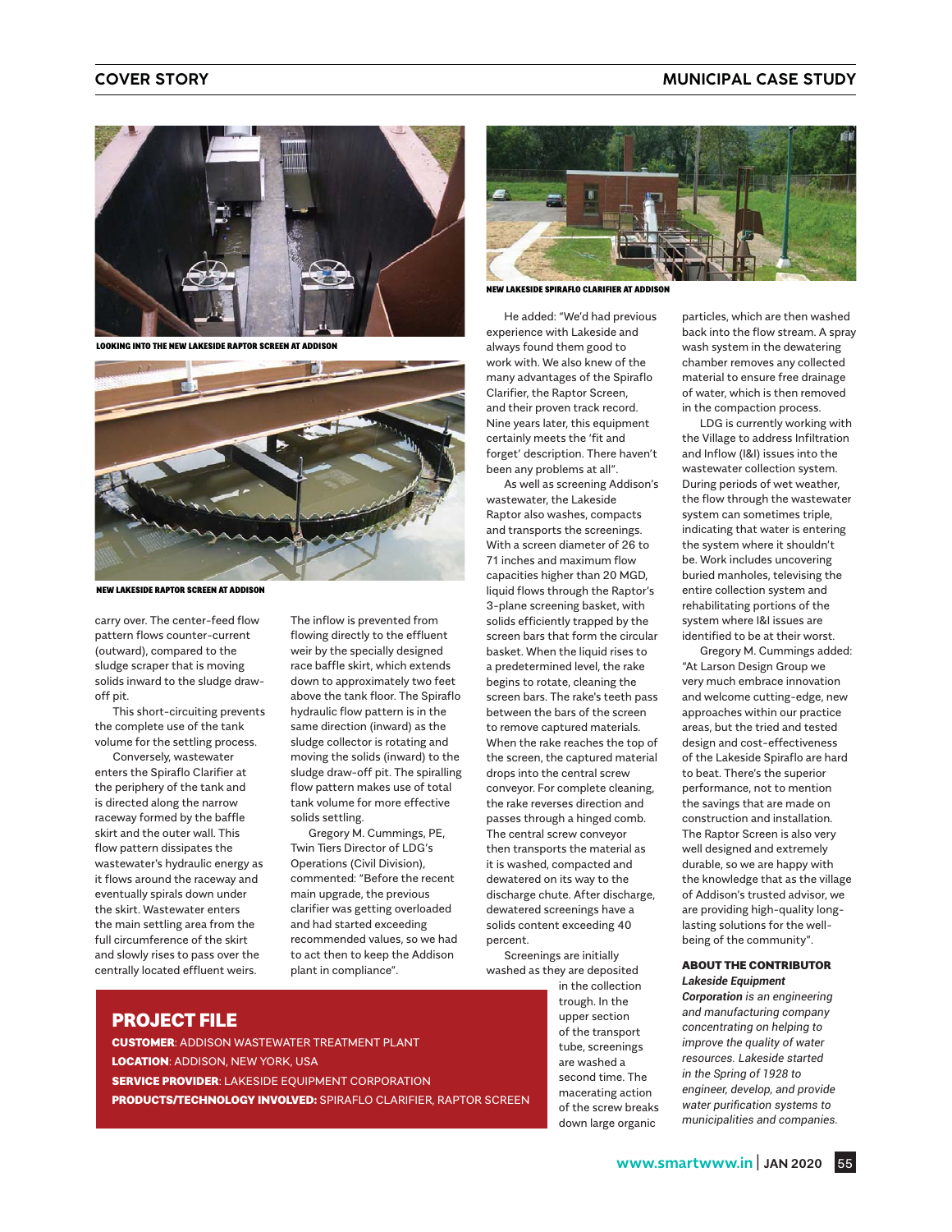LOOKING INTO THE NEW LAKESIDE RAPTOR SCREEN AT ADDISON

NEW LAKESIDE RAPTOR SCREEN AT ADDISON

carry over. The center-feed flow pattern flows counter-current (outward), compared to the sludge scraper that is moving solids inward to the sludge draw-off pit.

This short-circuiting prevents the complete use of the tank volume for the settling process.

Conversely, wastewater enters the Spiraflo Clarifier at the periphery of the tank and is directed along the narrow raceway formed by the baffle skirt and the outer wall. This flow pattern dissipates the wastewater's hydraulic energy as it flows around the raceway and eventually spirals down under the skirt. Wastewater enters the main settling area from the full circumference of the skirt and slowly rises to pass over the centrally located effluent weirs. The inflow is prevented from flowing directly to the effluent weir by the specially designed race baffle skirt, which extends down to approximately two feet above the tank floor. The Spiraflo hydraulic flow pattern is in the same direction (inward) as the sludge collector is rotating and moving the solids (inward) to the sludge draw-off pit. The spiralling flow pattern makes use of total tank volume for more effective solids settling.

Gregory M. Cummings, PE, Twin Tiers Director of LDG's Operations (Civil Division), commented: "Before the recent main upgrade, the previous clarifier was getting overloaded and had started exceeding recommended values, so we had to act then to keep the Addison plant in compliance".

NEW LAKESIDE SPIRAFLO CLARIFIER AT ADDISON

He added: "We'd had previous experience with Lakeside and always found them good to work with. We also knew of the many advantages of the Spiraflo Clarifier, the Raptor Screen, and their proven track record. Nine years later, this equipment certainly meets the 'fit and forget' description. There haven't been any problems at all".

As well as screening Addison's wastewater, the Lakeside Raptor also washes, compacts and transports the screenings. With a screen diameter of 26 to 71 inches and maximum flow capacities higher than 20 MGD, liquid flows through the Raptor's 3-plane screening basket, with solids efficiently trapped by the screen bars that form the circular basket. When the liquid rises to a predetermined level, the rake begins to rotate, cleaning the screen bars. The rake's teeth pass between the bars of the screen to remove captured materials. When the rake reaches the top of the screen, the captured material drops into the central screw conveyor. For complete cleaning, the rake reverses direction and passes through a hinged comb. The central screw conveyor then transports the material as it is washed, compacted and dewatered on its way to the discharge chute. After discharge, dewatered screenings have a solids content exceeding 40 percent.

Screenings are initially washed as they are deposited in the collection trough. In the upper section of the transport tube, screenings are washed a second time. The macerating action of the screw breaks down large organic particles, which are then washed back into the flow stream. A spray wash system in the dewatering chamber removes any collected material to ensure free drainage of water, which is then removed in the compaction process.

LDG is currently working with the Village to address Infiltration and Inflow (I&I) issues into the wastewater collection system. During periods of wet weather, the flow through the wastewater system can sometimes triple, indicating that water is entering the system where it shouldn't be. Work includes uncovering buried manholes, televising the entire collection system and rehabilitating portions of the system where I&I issues are identified to be at their worst.

Gregory M. Cummings added: "At Larson Design Group we very much embrace innovation and welcome cutting-edge, new approaches within our practice areas, but the tried and tested design and cost-effectiveness of the Lakeside Spiraflo are hard to beat. There's the superior performance, not to mention the savings that are made on construction and installation. The Raptor Screen is also very well designed and extremely durable, so we are happy with the knowledge that as the village of Addison's trusted advisor, we are providing high-quality long-lasting solutions for the well-being of the community".

## PROJECT FILE

**CUSTOMER**: ADDISON WASTEWATER TREATMENT PLANT
**LOCATION**: ADDISON, NEW YORK, USA
**SERVICE PROVIDER**: LAKESIDE EQUIPMENT CORPORATION
**PRODUCTS/TECHNOLOGY INVOLVED:** SPIRAFLO CLARIFIER, RAPTOR SCREEN

### ABOUT THE CONTRIBUTOR

***Lakeside Equipment Corporation*** *is an engineering and manufacturing company concentrating on helping to improve the quality of water resources. Lakeside started in the Spring of 1928 to engineer, develop, and provide water purification systems to municipalities and companies.*